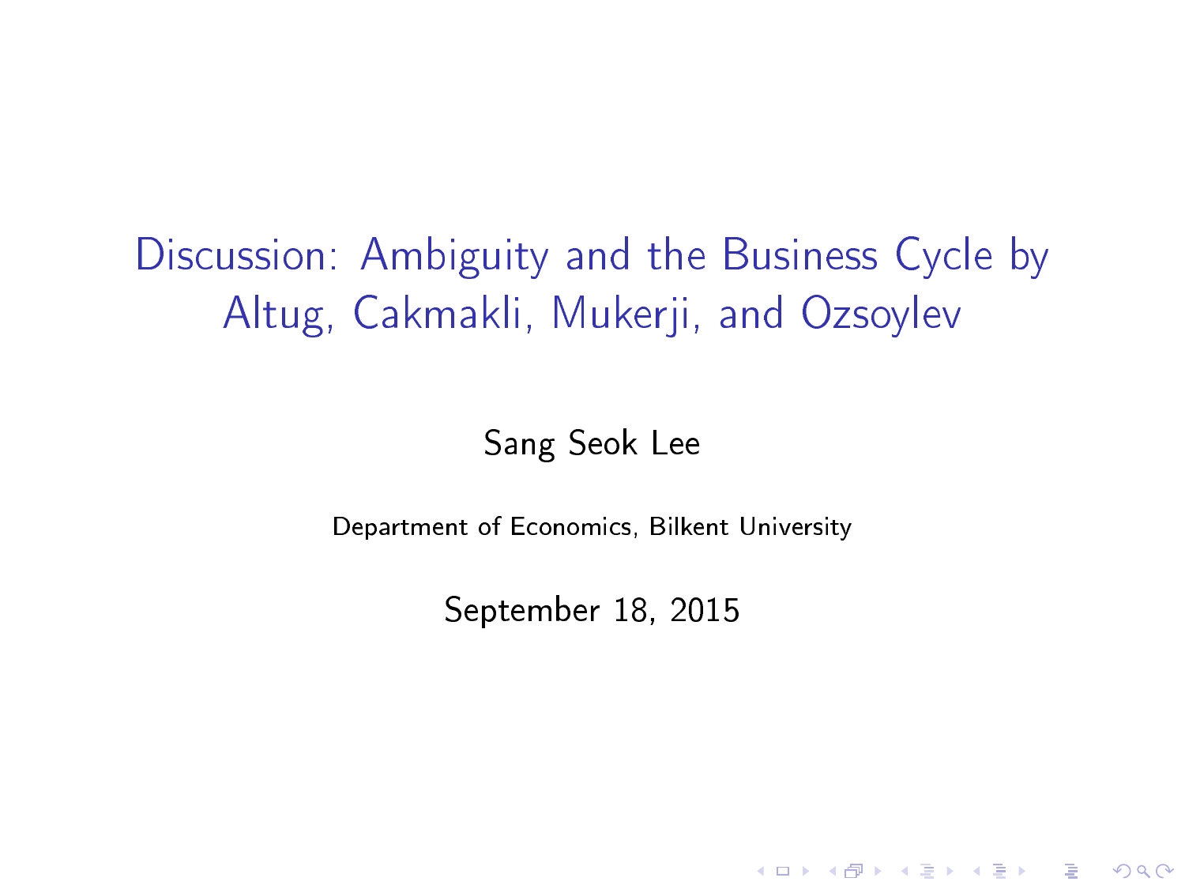# Discussion: Ambiguity and the Business Cycle by Altug, Cakmakli, Mukerji, and Ozsoylev

Sang Seok Lee

Department of Economics, Bilkent University

September 18, 2015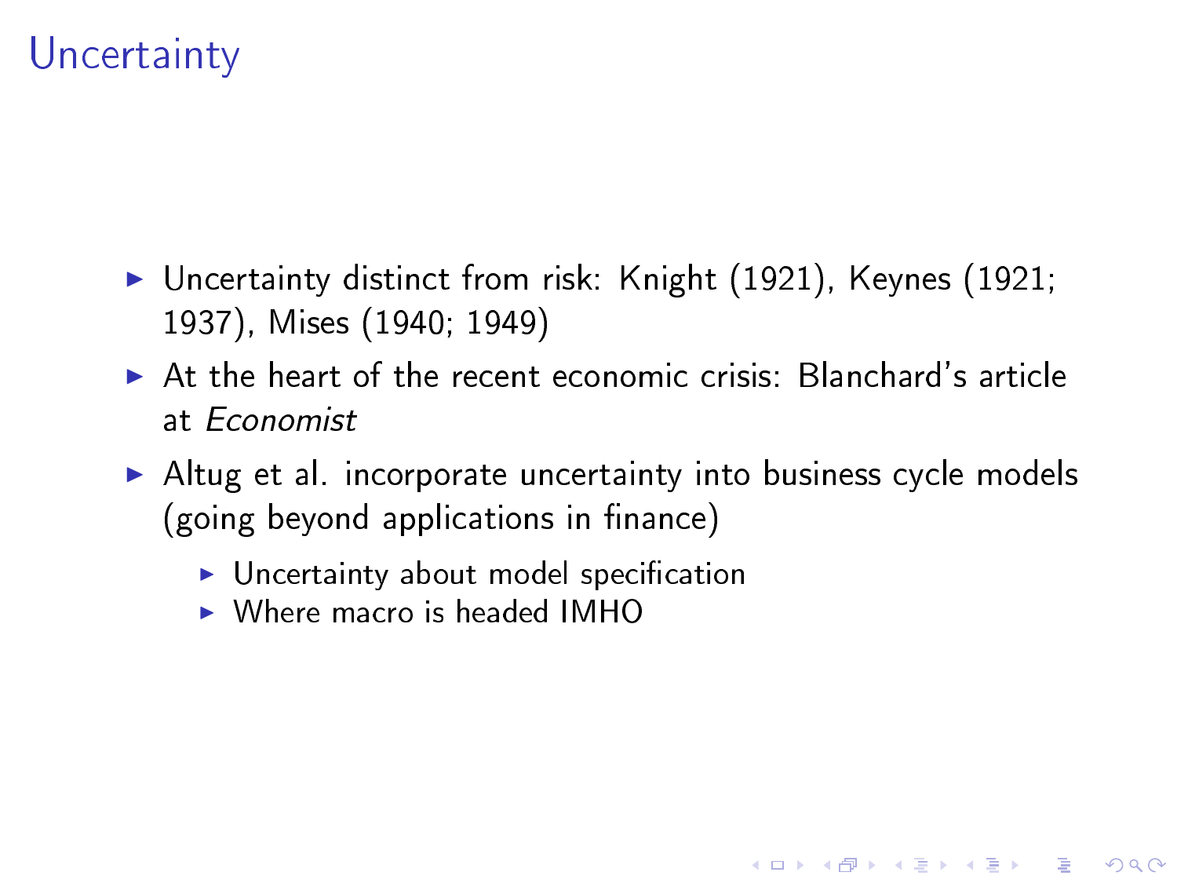# Uncertainty

- Uncertainty distinct from risk: Knight (1921), Keynes (1921; 1937), Mises (1940; 1949)
- At the heart of the recent economic crisis: Blanchard's article at *Economist*
- Altug et al. incorporate uncertainty into business cycle models (going beyond applications in finance)
  - Uncertainty about model specification
  - Where macro is headed IMHO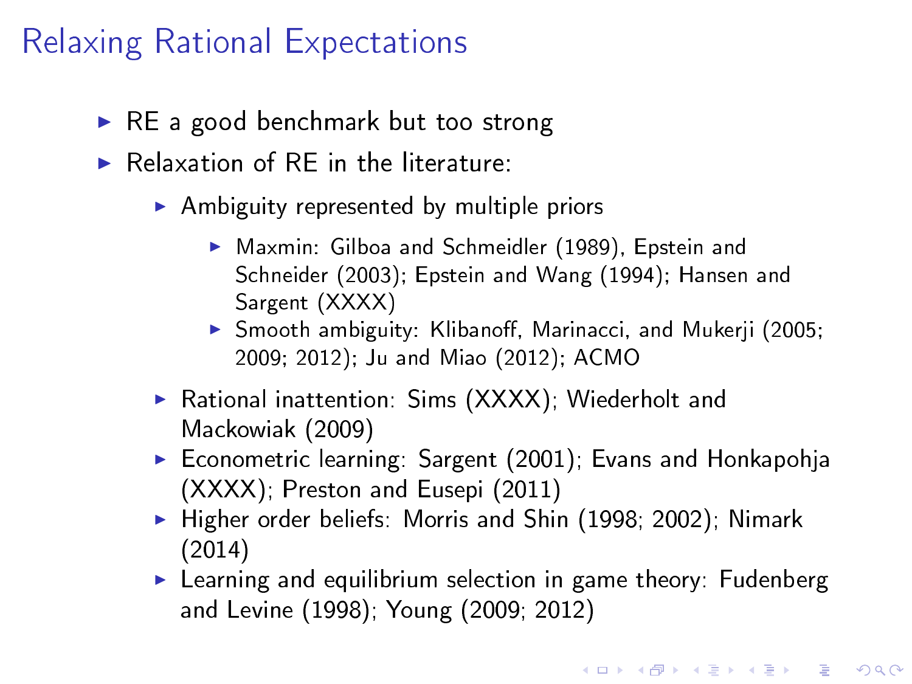# Relaxing Rational Expectations

- RE a good benchmark but too strong
- Relaxation of RE in the literature:
  - Ambiguity represented by multiple priors
    - Maxmin: Gilboa and Schmeidler (1989), Epstein and Schneider (2003); Epstein and Wang (1994); Hansen and Sargent (XXXX)
    - Smooth ambiguity: Klibanoff, Marinacci, and Mukerji (2005; 2009; 2012); Ju and Miao (2012); ACMO
  - Rational inattention: Sims (XXXX); Wiederholt and Mackowiak (2009)
  - Econometric learning: Sargent (2001); Evans and Honkapohja (XXXX); Preston and Eusepi (2011)
  - Higher order beliefs: Morris and Shin (1998; 2002); Nimark (2014)
  - Learning and equilibrium selection in game theory: Fudenberg and Levine (1998); Young (2009; 2012)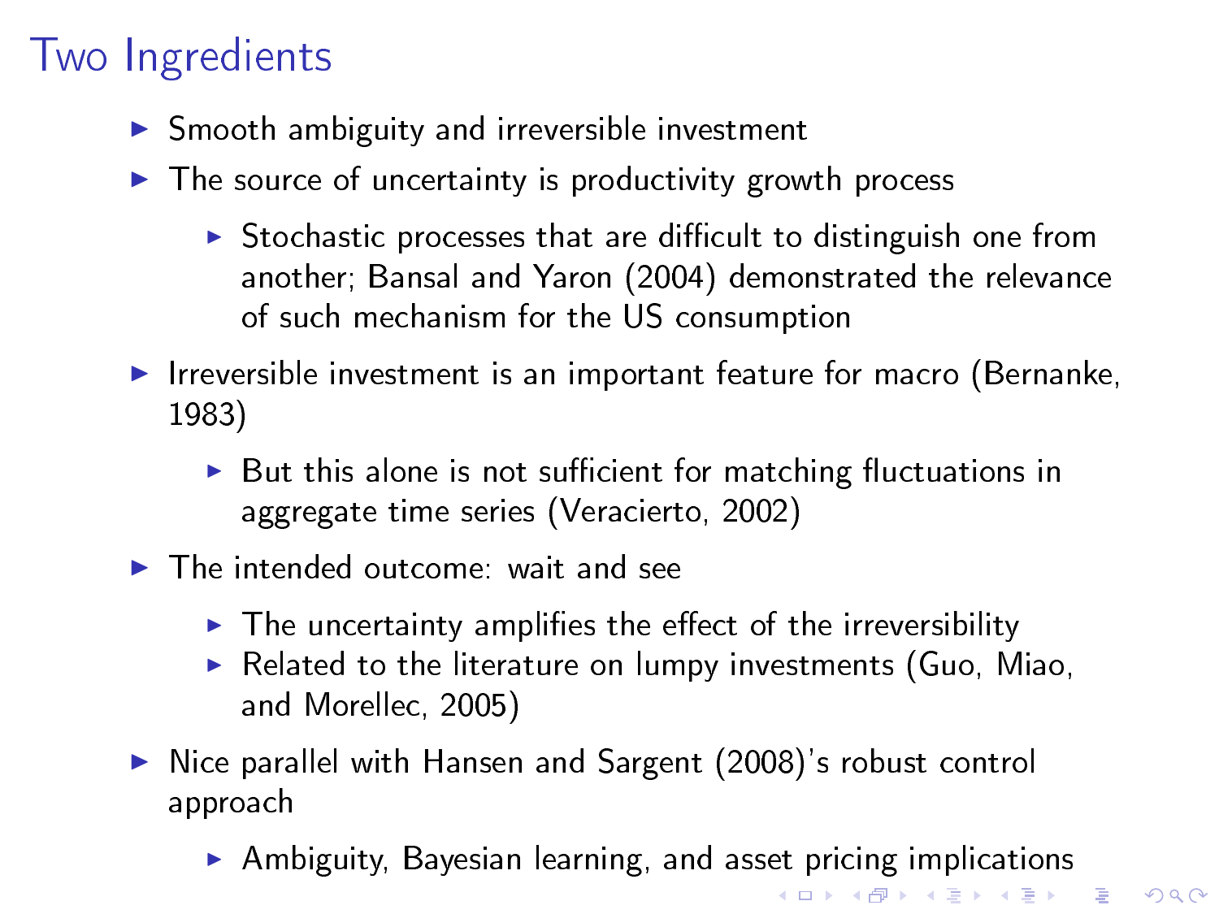# Two Ingredients

- Smooth ambiguity and irreversible investment
- The source of uncertainty is productivity growth process
  - Stochastic processes that are difficult to distinguish one from another; Bansal and Yaron (2004) demonstrated the relevance of such mechanism for the US consumption
- Irreversible investment is an important feature for macro (Bernanke, 1983)
  - But this alone is not sufficient for matching fluctuations in aggregate time series (Veracierto, 2002)
- The intended outcome: wait and see
  - The uncertainty amplifies the effect of the irreversibility
  - Related to the literature on lumpy investments (Guo, Miao, and Morellec, 2005)
- Nice parallel with Hansen and Sargent (2008)'s robust control approach
  - Ambiguity, Bayesian learning, and asset pricing implications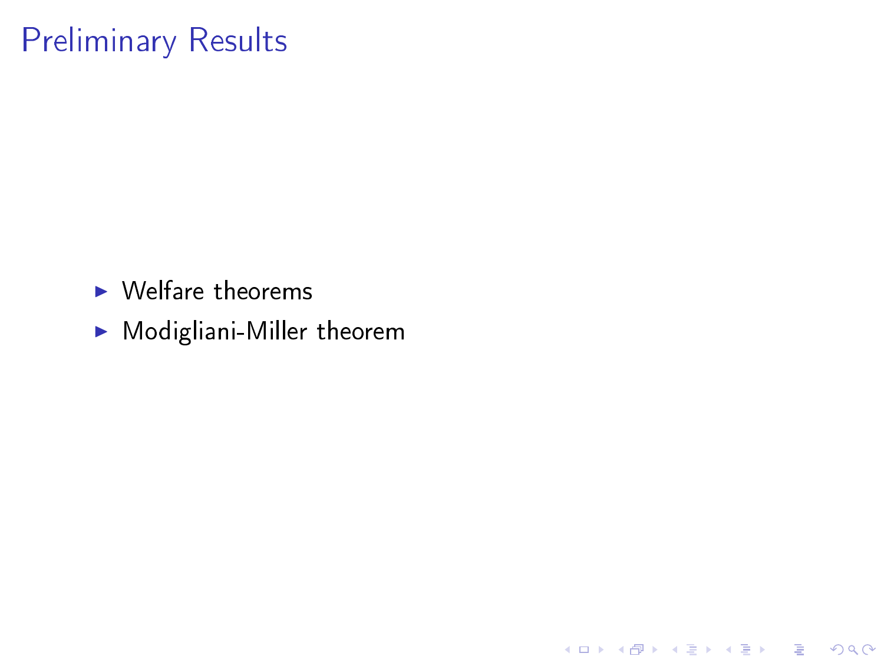# Preliminary Results

- Welfare theorems
- Modigliani-Miller theorem